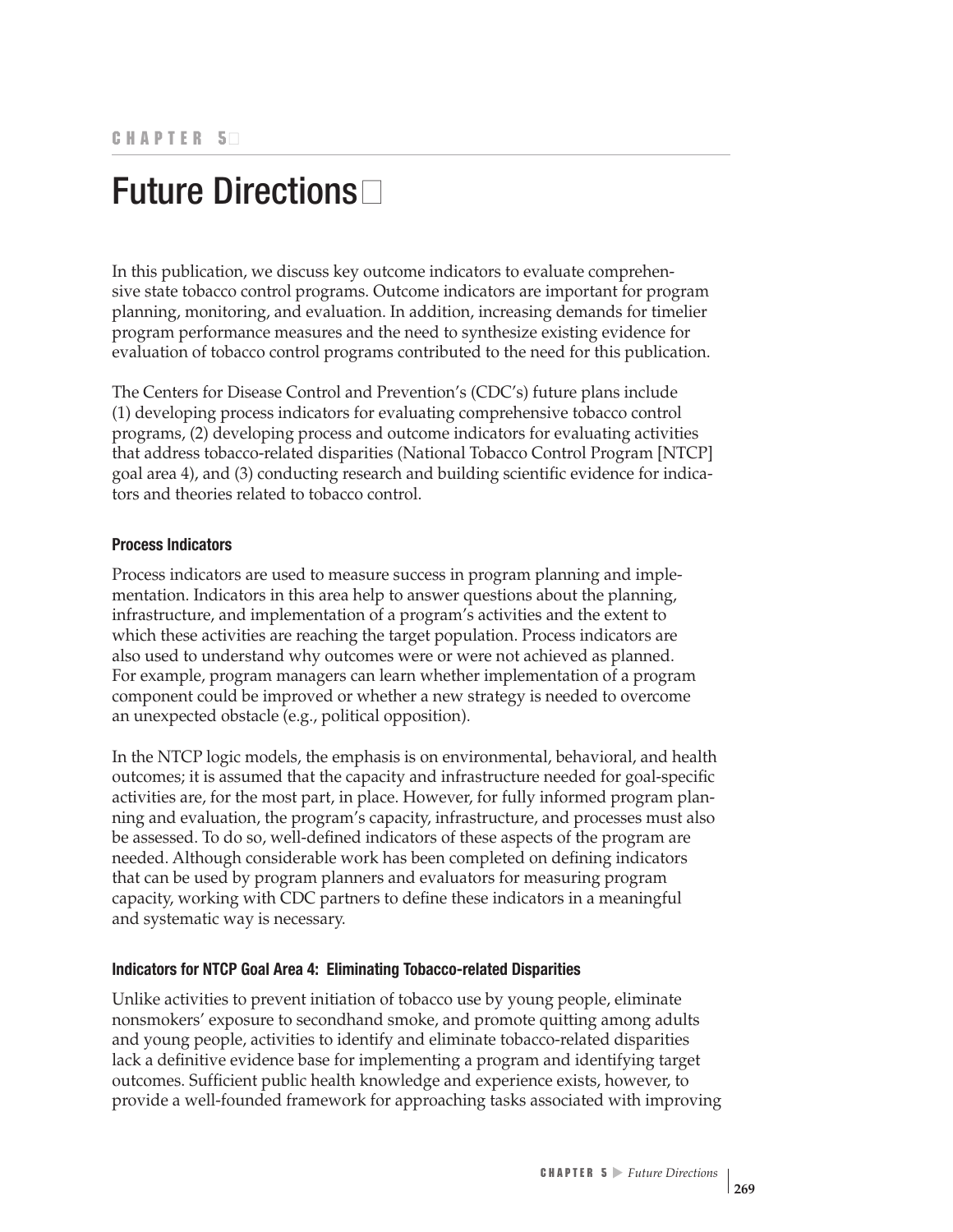CHAPTER 5

# Future Directions

In this publication, we discuss key outcome indicators to evaluate comprehensive state tobacco control programs. Outcome indicators are important for program planning, monitoring, and evaluation. In addition, increasing demands for timelier program performance measures and the need to synthesize existing evidence for evaluation of tobacco control programs contributed to the need for this publication.

The Centers for Disease Control and Prevention's (CDC's) future plans include (1) developing process indicators for evaluating comprehensive tobacco control programs, (2) developing process and outcome indicators for evaluating activities that address tobacco-related disparities (National Tobacco Control Program [NTCP] goal area 4), and (3) conducting research and building scientific evidence for indicators and theories related to tobacco control.

### Process Indicators

Process indicators are used to measure success in program planning and implementation. Indicators in this area help to answer questions about the planning, infrastructure, and implementation of a program's activities and the extent to which these activities are reaching the target population. Process indicators are also used to understand why outcomes were or were not achieved as planned. For example, program managers can learn whether implementation of a program component could be improved or whether a new strategy is needed to overcome an unexpected obstacle (e.g., political opposition).

In the NTCP logic models, the emphasis is on environmental, behavioral, and health outcomes; it is assumed that the capacity and infrastructure needed for goal-specific activities are, for the most part, in place. However, for fully informed program planning and evaluation, the program's capacity, infrastructure, and processes must also be assessed. To do so, well-defined indicators of these aspects of the program are needed. Although considerable work has been completed on defining indicators that can be used by program planners and evaluators for measuring program capacity, working with CDC partners to define these indicators in a meaningful and systematic way is necessary.

### Indicators for NTCP Goal Area 4: Eliminating Tobacco-related Disparities

Unlike activities to prevent initiation of tobacco use by young people, eliminate nonsmokers' exposure to secondhand smoke, and promote quitting among adults and young people, activities to identify and eliminate tobacco-related disparities lack a definitive evidence base for implementing a program and identifying target outcomes. Sufficient public health knowledge and experience exists, however, to provide a well-founded framework for approaching tasks associated with improving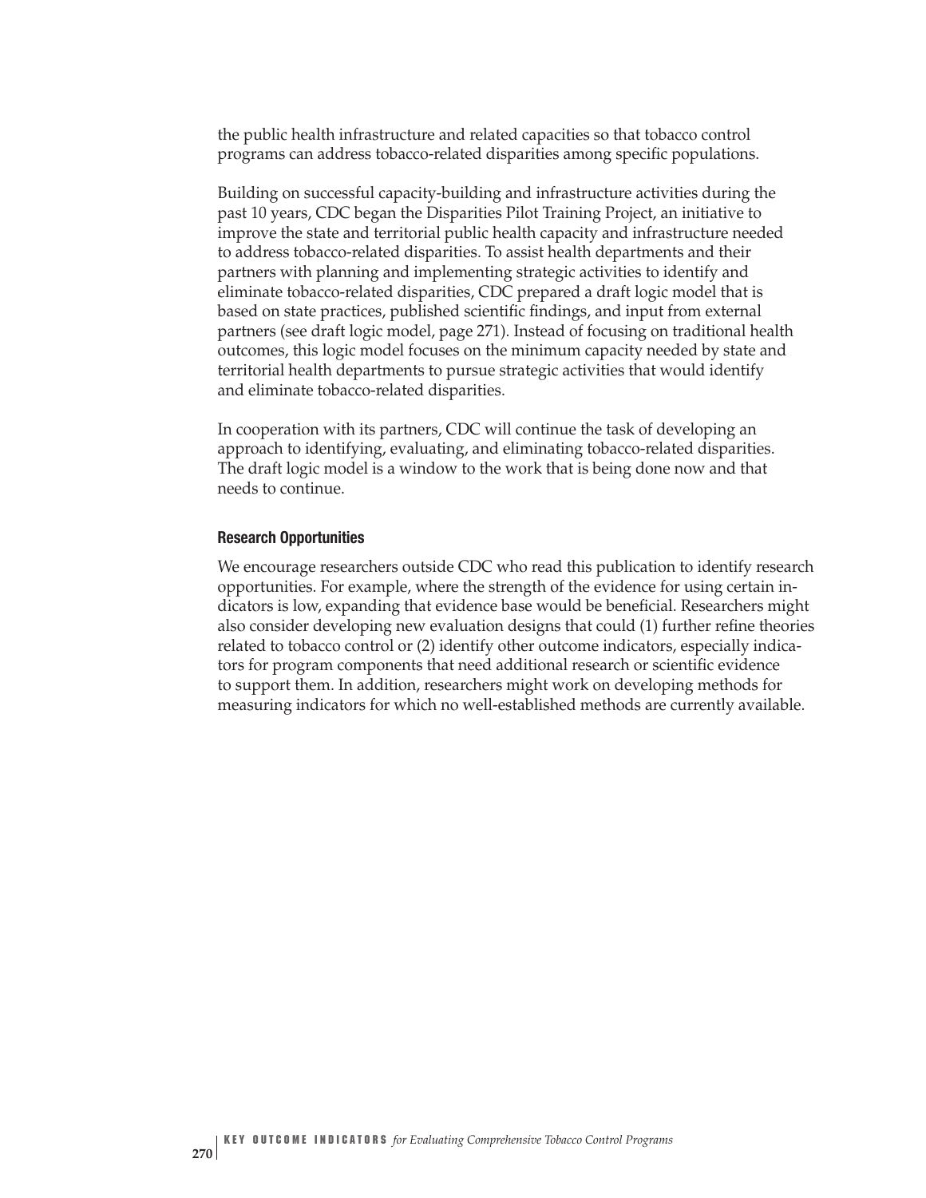the public health infrastructure and related capacities so that tobacco control programs can address tobacco-related disparities among specific populations.

Building on successful capacity-building and infrastructure activities during the past 10 years, CDC began the Disparities Pilot Training Project, an initiative to improve the state and territorial public health capacity and infrastructure needed to address tobacco-related disparities. To assist health departments and their partners with planning and implementing strategic activities to identify and eliminate tobacco-related disparities, CDC prepared a draft logic model that is based on state practices, published scientific findings, and input from external partners (see draft logic model, page 271). Instead of focusing on traditional health outcomes, this logic model focuses on the minimum capacity needed by state and territorial health departments to pursue strategic activities that would identify and eliminate tobacco-related disparities.

In cooperation with its partners, CDC will continue the task of developing an approach to identifying, evaluating, and eliminating tobacco-related disparities. The draft logic model is a window to the work that is being done now and that needs to continue.

#### Research Opportunities

We encourage researchers outside CDC who read this publication to identify research opportunities. For example, where the strength of the evidence for using certain indicators is low, expanding that evidence base would be beneficial. Researchers might also consider developing new evaluation designs that could (1) further refine theories related to tobacco control or (2) identify other outcome indicators, especially indicators for program components that need additional research or scientific evidence to support them. In addition, researchers might work on developing methods for measuring indicators for which no well-established methods are currently available.